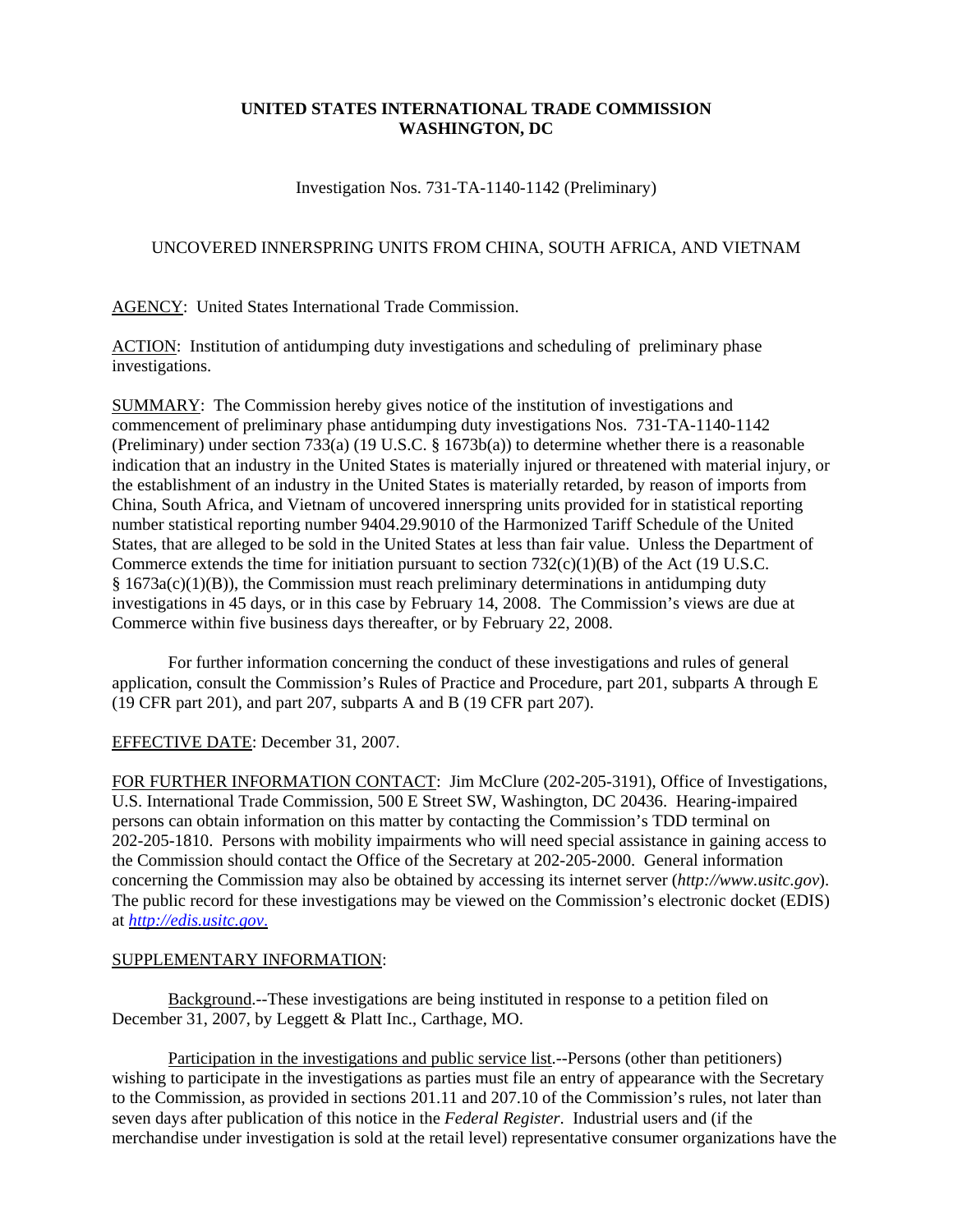**UNITED STATES INTERNATIONAL TRADE COMMISSION**
**WASHINGTON, DC**

Investigation Nos. 731-TA-1140-1142 (Preliminary)

UNCOVERED INNERSPRING UNITS FROM CHINA, SOUTH AFRICA, AND VIETNAM

AGENCY: United States International Trade Commission.

ACTION: Institution of antidumping duty investigations and scheduling of preliminary phase investigations.

SUMMARY: The Commission hereby gives notice of the institution of investigations and commencement of preliminary phase antidumping duty investigations Nos. 731-TA-1140-1142 (Preliminary) under section 733(a) (19 U.S.C. § 1673b(a)) to determine whether there is a reasonable indication that an industry in the United States is materially injured or threatened with material injury, or the establishment of an industry in the United States is materially retarded, by reason of imports from China, South Africa, and Vietnam of uncovered innerspring units provided for in statistical reporting number statistical reporting number 9404.29.9010 of the Harmonized Tariff Schedule of the United States, that are alleged to be sold in the United States at less than fair value. Unless the Department of Commerce extends the time for initiation pursuant to section 732(c)(1)(B) of the Act (19 U.S.C. § 1673a(c)(1)(B)), the Commission must reach preliminary determinations in antidumping duty investigations in 45 days, or in this case by February 14, 2008. The Commission's views are due at Commerce within five business days thereafter, or by February 22, 2008.

For further information concerning the conduct of these investigations and rules of general application, consult the Commission's Rules of Practice and Procedure, part 201, subparts A through E (19 CFR part 201), and part 207, subparts A and B (19 CFR part 207).

EFFECTIVE DATE: December 31, 2007.

FOR FURTHER INFORMATION CONTACT: Jim McClure (202-205-3191), Office of Investigations, U.S. International Trade Commission, 500 E Street SW, Washington, DC 20436. Hearing-impaired persons can obtain information on this matter by contacting the Commission's TDD terminal on 202-205-1810. Persons with mobility impairments who will need special assistance in gaining access to the Commission should contact the Office of the Secretary at 202-205-2000. General information concerning the Commission may also be obtained by accessing its internet server (*http://www.usitc.gov*). The public record for these investigations may be viewed on the Commission's electronic docket (EDIS) at *http://edis.usitc.gov*.

SUPPLEMENTARY INFORMATION:

Background.--These investigations are being instituted in response to a petition filed on December 31, 2007, by Leggett & Platt Inc., Carthage, MO.

Participation in the investigations and public service list.--Persons (other than petitioners) wishing to participate in the investigations as parties must file an entry of appearance with the Secretary to the Commission, as provided in sections 201.11 and 207.10 of the Commission's rules, not later than seven days after publication of this notice in the *Federal Register*. Industrial users and (if the merchandise under investigation is sold at the retail level) representative consumer organizations have the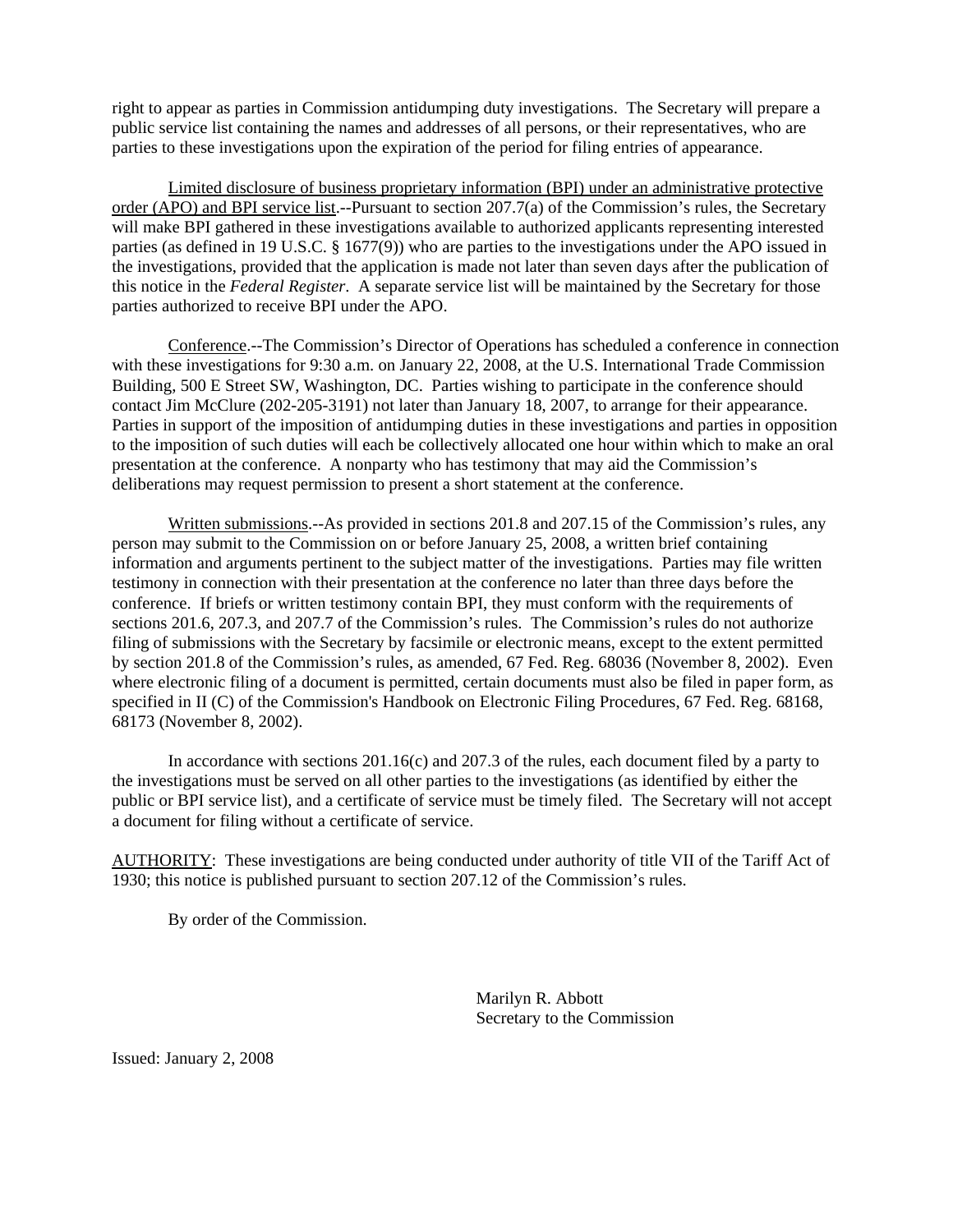right to appear as parties in Commission antidumping duty investigations. The Secretary will prepare a public service list containing the names and addresses of all persons, or their representatives, who are parties to these investigations upon the expiration of the period for filing entries of appearance.

Limited disclosure of business proprietary information (BPI) under an administrative protective order (APO) and BPI service list.--Pursuant to section 207.7(a) of the Commission's rules, the Secretary will make BPI gathered in these investigations available to authorized applicants representing interested parties (as defined in 19 U.S.C. § 1677(9)) who are parties to the investigations under the APO issued in the investigations, provided that the application is made not later than seven days after the publication of this notice in the *Federal Register*. A separate service list will be maintained by the Secretary for those parties authorized to receive BPI under the APO.

Conference.--The Commission's Director of Operations has scheduled a conference in connection with these investigations for 9:30 a.m. on January 22, 2008, at the U.S. International Trade Commission Building, 500 E Street SW, Washington, DC. Parties wishing to participate in the conference should contact Jim McClure (202-205-3191) not later than January 18, 2007, to arrange for their appearance. Parties in support of the imposition of antidumping duties in these investigations and parties in opposition to the imposition of such duties will each be collectively allocated one hour within which to make an oral presentation at the conference. A nonparty who has testimony that may aid the Commission's deliberations may request permission to present a short statement at the conference.

Written submissions.--As provided in sections 201.8 and 207.15 of the Commission's rules, any person may submit to the Commission on or before January 25, 2008, a written brief containing information and arguments pertinent to the subject matter of the investigations. Parties may file written testimony in connection with their presentation at the conference no later than three days before the conference. If briefs or written testimony contain BPI, they must conform with the requirements of sections 201.6, 207.3, and 207.7 of the Commission's rules. The Commission's rules do not authorize filing of submissions with the Secretary by facsimile or electronic means, except to the extent permitted by section 201.8 of the Commission's rules, as amended, 67 Fed. Reg. 68036 (November 8, 2002). Even where electronic filing of a document is permitted, certain documents must also be filed in paper form, as specified in II (C) of the Commission's Handbook on Electronic Filing Procedures, 67 Fed. Reg. 68168, 68173 (November 8, 2002).

In accordance with sections 201.16(c) and 207.3 of the rules, each document filed by a party to the investigations must be served on all other parties to the investigations (as identified by either the public or BPI service list), and a certificate of service must be timely filed. The Secretary will not accept a document for filing without a certificate of service.

AUTHORITY: These investigations are being conducted under authority of title VII of the Tariff Act of 1930; this notice is published pursuant to section 207.12 of the Commission's rules.

By order of the Commission.

Marilyn R. Abbott
Secretary to the Commission

Issued: January 2, 2008